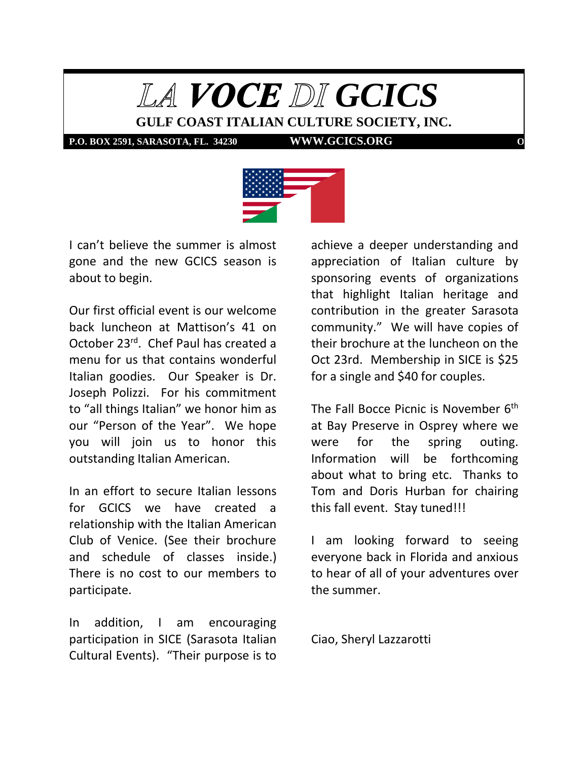# LA VOCE DI GCICS

**GULF COAST ITALIAN CULTURE SOCIETY, INC.**

**P.O. BOX 2591, SARASOTA, FL. 34230** **WWW.GCICS.ORG** **O**

I can't believe the summer is almost gone and the new GCICS season is about to begin.

Our first official event is our welcome back luncheon at Mattison's 41 on October 23rd. Chef Paul has created a menu for us that contains wonderful Italian goodies. Our Speaker is Dr. Joseph Polizzi. For his commitment to "all things Italian" we honor him as our "Person of the Year". We hope you will join us to honor this outstanding Italian American.

In an effort to secure Italian lessons for GCICS we have created a relationship with the Italian American Club of Venice. (See their brochure and schedule of classes inside.) There is no cost to our members to participate.

In addition, I am encouraging participation in SICE (Sarasota Italian Cultural Events). "Their purpose is to achieve a deeper understanding and appreciation of Italian culture by sponsoring events of organizations that highlight Italian heritage and contribution in the greater Sarasota community." We will have copies of their brochure at the luncheon on the Oct 23rd. Membership in SICE is $25 for a single and $40 for couples.

The Fall Bocce Picnic is November 6th at Bay Preserve in Osprey where we were for the spring outing. Information will be forthcoming about what to bring etc. Thanks to Tom and Doris Hurban for chairing this fall event. Stay tuned!!!

I am looking forward to seeing everyone back in Florida and anxious to hear of all of your adventures over the summer.

Ciao, Sheryl Lazzarotti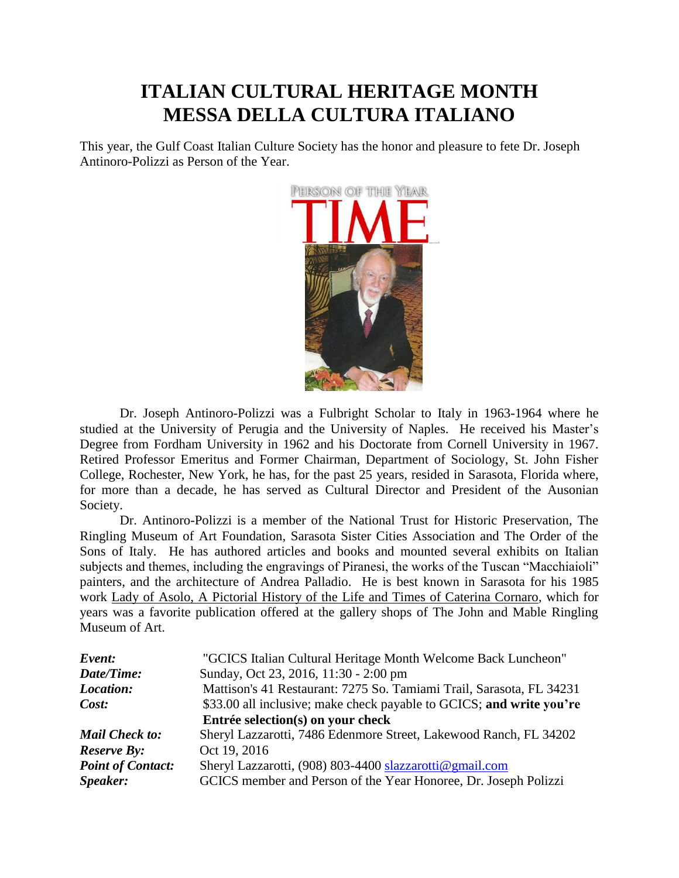# ITALIAN CULTURAL HERITAGE MONTH
# MESSA DELLA CULTURA ITALIANO

This year, the Gulf Coast Italian Culture Society has the honor and pleasure to fete Dr. Joseph Antinoro-Polizzi as Person of the Year.

Dr. Joseph Antinoro-Polizzi was a Fulbright Scholar to Italy in 1963-1964 where he studied at the University of Perugia and the University of Naples. He received his Master's Degree from Fordham University in 1962 and his Doctorate from Cornell University in 1967. Retired Professor Emeritus and Former Chairman, Department of Sociology, St. John Fisher College, Rochester, New York, he has, for the past 25 years, resided in Sarasota, Florida where, for more than a decade, he has served as Cultural Director and President of the Ausonian Society.

Dr. Antinoro-Polizzi is a member of the National Trust for Historic Preservation, The Ringling Museum of Art Foundation, Sarasota Sister Cities Association and The Order of the Sons of Italy. He has authored articles and books and mounted several exhibits on Italian subjects and themes, including the engravings of Piranesi, the works of the Tuscan "Macchiaioli" painters, and the architecture of Andrea Palladio. He is best known in Sarasota for his 1985 work Lady of Asolo, A Pictorial History of the Life and Times of Caterina Cornaro, which for years was a favorite publication offered at the gallery shops of The John and Mable Ringling Museum of Art.

| | |
|---|---|
| ***Event:*** | "GCICS Italian Cultural Heritage Month Welcome Back Luncheon" |
| ***Date/Time:*** | Sunday, Oct 23, 2016, 11:30 - 2:00 pm |
| ***Location:*** | Mattison's 41 Restaurant: 7275 So. Tamiami Trail, Sarasota, FL 34231 |
| ***Cost:*** | $33.00 all inclusive; make check payable to GCICS; **and write you're Entrée selection(s) on your check** |
| ***Mail Check to:*** | Sheryl Lazzarotti, 7486 Edenmore Street, Lakewood Ranch, FL 34202 |
| ***Reserve By:*** | Oct 19, 2016 |
| ***Point of Contact:*** | Sheryl Lazzarotti, (908) 803-4400 slazzarotti@gmail.com |
| ***Speaker:*** | GCICS member and Person of the Year Honoree, Dr. Joseph Polizzi |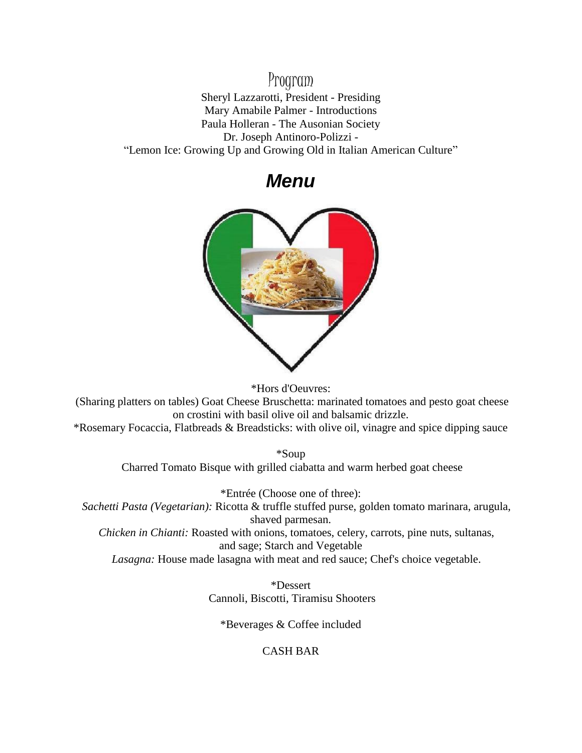## Program

Sheryl Lazzarotti, President - Presiding
Mary Amabile Palmer - Introductions
Paula Holleran - The Ausonian Society
Dr. Joseph Antinoro-Polizzi -
"Lemon Ice: Growing Up and Growing Old in Italian American Culture"

## ***Menu***

*Hors d'Oeuvres:
(Sharing platters on tables) Goat Cheese Bruschetta: marinated tomatoes and pesto goat cheese on crostini with basil olive oil and balsamic drizzle.
*Rosemary Focaccia, Flatbreads & Breadsticks: with olive oil, vinagre and spice dipping sauce

*Soup
Charred Tomato Bisque with grilled ciabatta and warm herbed goat cheese

*Entrée (Choose one of three):
*Sachetti Pasta (Vegetarian):* Ricotta & truffle stuffed purse, golden tomato marinara, arugula, shaved parmesan.
*Chicken in Chianti:* Roasted with onions, tomatoes, celery, carrots, pine nuts, sultanas, and sage; Starch and Vegetable
*Lasagna:* House made lasagna with meat and red sauce; Chef's choice vegetable.

*Dessert
Cannoli, Biscotti, Tiramisu Shooters

*Beverages & Coffee included

CASH BAR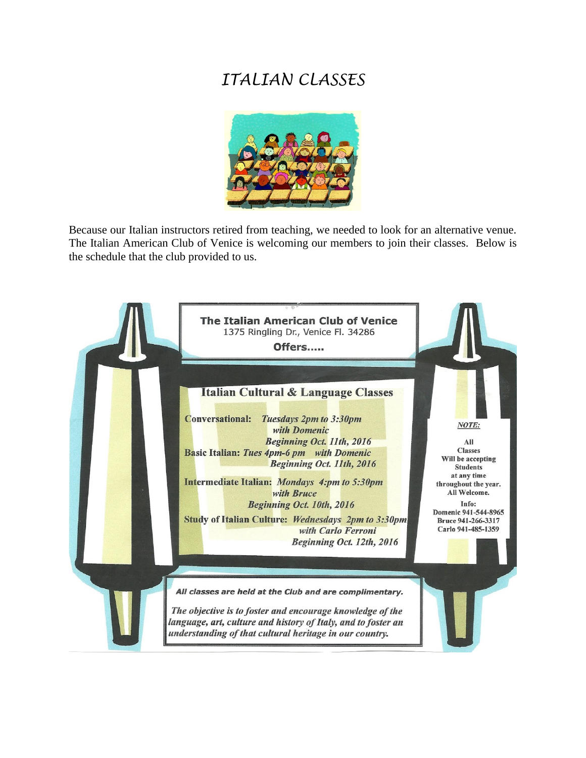# ITALIAN CLASSES

Because our Italian instructors retired from teaching, we needed to look for an alternative venue. The Italian American Club of Venice is welcoming our members to join their classes. Below is the schedule that the club provided to us.

**The Italian American Club of Venice**
1375 Ringling Dr., Venice Fl. 34286
**Offers.....**

## Italian Cultural & Language Classes

**Conversational:** *Tuesdays 2pm to 3:30pm with Domenic Beginning Oct. 11th, 2016*

**Basic Italian:** *Tues 4pm-6 pm with Domenic Beginning Oct. 11th, 2016*

**Intermediate Italian:** *Mondays 4:pm to 5:30pm with Bruce Beginning Oct. 10th, 2016*

**Study of Italian Culture:** *Wednesdays 2pm to 3:30pm with Carlo Ferroni Beginning Oct. 12th, 2016*

***NOTE:***

**All Classes Will be accepting Students at any time throughout the year. All Welcome.**

**Info:**
**Domenic 941-544-8965**
**Bruce 941-266-3317**
**Carlo 941-485-1359**

***All classes are held at the Club and are complimentary.***

***The objective is to foster and encourage knowledge of the language, art, culture and history of Italy, and to foster an understanding of that cultural heritage in our country.***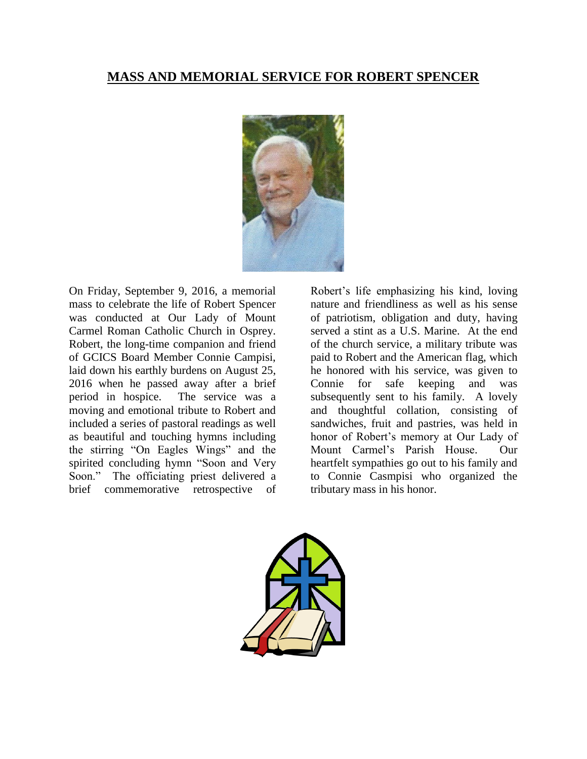## MASS AND MEMORIAL SERVICE FOR ROBERT SPENCER

On Friday, September 9, 2016, a memorial mass to celebrate the life of Robert Spencer was conducted at Our Lady of Mount Carmel Roman Catholic Church in Osprey. Robert, the long-time companion and friend of GCICS Board Member Connie Campisi, laid down his earthly burdens on August 25, 2016 when he passed away after a brief period in hospice. The service was a moving and emotional tribute to Robert and included a series of pastoral readings as well as beautiful and touching hymns including the stirring "On Eagles Wings" and the spirited concluding hymn "Soon and Very Soon." The officiating priest delivered a brief commemorative retrospective of Robert's life emphasizing his kind, loving nature and friendliness as well as his sense of patriotism, obligation and duty, having served a stint as a U.S. Marine. At the end of the church service, a military tribute was paid to Robert and the American flag, which he honored with his service, was given to Connie for safe keeping and was subsequently sent to his family. A lovely and thoughtful collation, consisting of sandwiches, fruit and pastries, was held in honor of Robert's memory at Our Lady of Mount Carmel's Parish House. Our heartfelt sympathies go out to his family and to Connie Casmpisi who organized the tributary mass in his honor.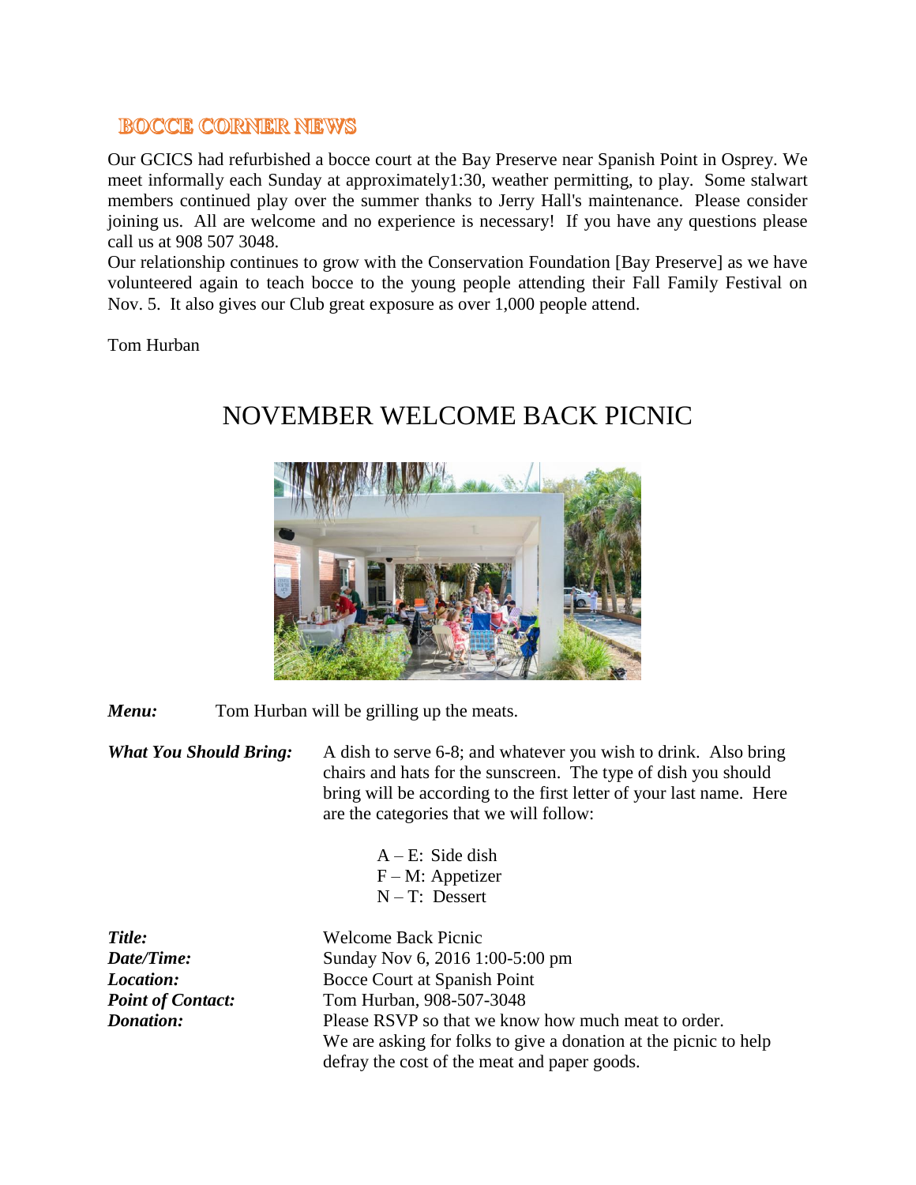## BOCCE CORNER NEWS

Our GCICS had refurbished a bocce court at the Bay Preserve near Spanish Point in Osprey. We meet informally each Sunday at approximately1:30, weather permitting, to play. Some stalwart members continued play over the summer thanks to Jerry Hall's maintenance. Please consider joining us. All are welcome and no experience is necessary! If you have any questions please call us at 908 507 3048.

Our relationship continues to grow with the Conservation Foundation [Bay Preserve] as we have volunteered again to teach bocce to the young people attending their Fall Family Festival on Nov. 5. It also gives our Club great exposure as over 1,000 people attend.

Tom Hurban

# NOVEMBER WELCOME BACK PICNIC

***Menu:*** Tom Hurban will be grilling up the meats.

***What You Should Bring:*** A dish to serve 6-8; and whatever you wish to drink. Also bring chairs and hats for the sunscreen. The type of dish you should bring will be according to the first letter of your last name. Here are the categories that we will follow:

- A – E: Side dish
- F – M: Appetizer
- N – T: Dessert

***Title:*** Welcome Back Picnic
***Date/Time:*** Sunday Nov 6, 2016 1:00-5:00 pm
***Location:*** Bocce Court at Spanish Point
***Point of Contact:*** Tom Hurban, 908-507-3048
***Donation:*** Please RSVP so that we know how much meat to order. We are asking for folks to give a donation at the picnic to help defray the cost of the meat and paper goods.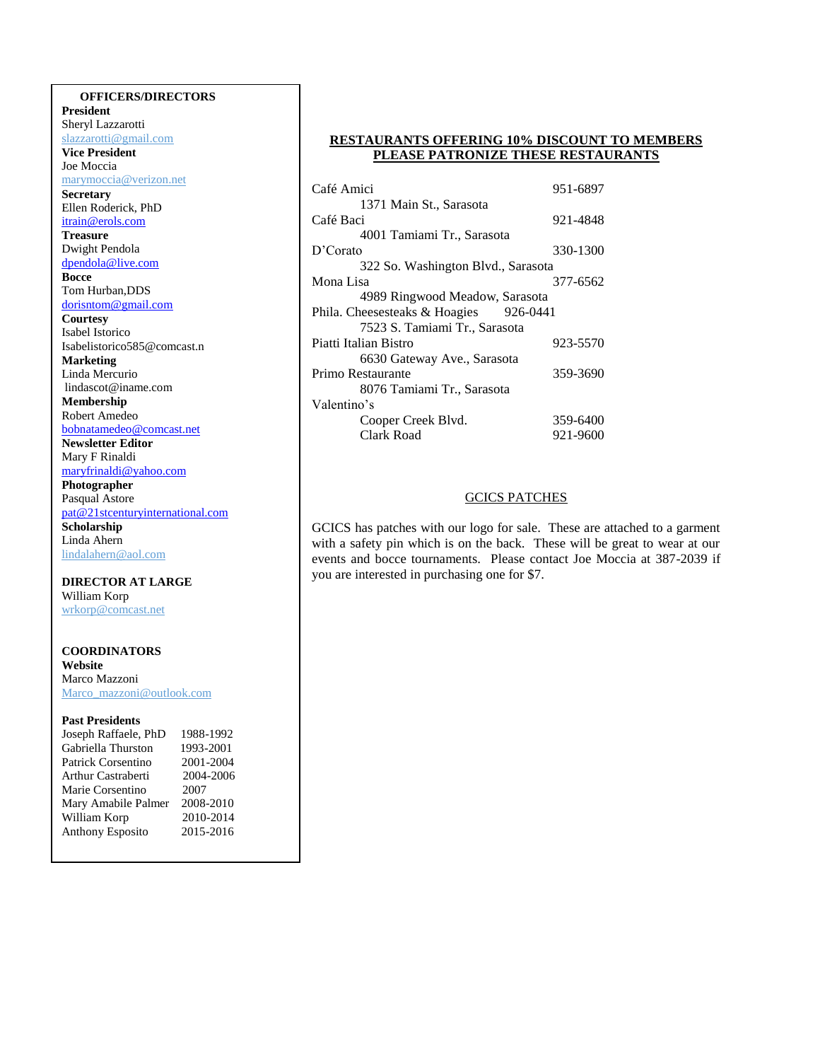**OFFICERS/DIRECTORS**

**President**
Sheryl Lazzarotti
slazzarotti@gmail.com

**Vice President**
Joe Moccia
marymoccia@verizon.net

**Secretary**
Ellen Roderick, PhD
itrain@erols.com

**Treasure**
Dwight Pendola
dpendola@live.com

**Bocce**
Tom Hurban,DDS
dorisntom@gmail.com

**Courtesy**
Isabel Istorico
Isabelistorico585@comcast.n

**Marketing**
Linda Mercurio
lindascot@iname.com

**Membership**
Robert Amedeo
bobnatamedeo@comcast.net

**Newsletter Editor**
Mary F Rinaldi
maryfrinaldi@yahoo.com

**Photographer**
Pasqual Astore
pat@21stcenturyinternational.com

**Scholarship**
Linda Ahern
lindalahern@aol.com

**DIRECTOR AT LARGE**
William Korp
wrkorp@comcast.net

**COORDINATORS**

**Website**
Marco Mazzoni
Marco_mazzoni@outlook.com

**Past Presidents**

| | |
|---|---|
| Joseph Raffaele, PhD | 1988-1992 |
| Gabriella Thurston | 1993-2001 |
| Patrick Corsentino | 2001-2004 |
| Arthur Castraberti | 2004-2006 |
| Marie Corsentino | 2007 |
| Mary Amabile Palmer | 2008-2010 |
| William Korp | 2010-2014 |
| Anthony Esposito | 2015-2016 |

**RESTAURANTS OFFERING 10% DISCOUNT TO MEMBERS**
**PLEASE PATRONIZE THESE RESTAURANTS**

| | |
|---|---|
| Café Amici<br>1371 Main St., Sarasota | 951-6897 |
| Café Baci<br>4001 Tamiami Tr., Sarasota | 921-4848 |
| D'Corato<br>322 So. Washington Blvd., Sarasota | 330-1300 |
| Mona Lisa<br>4989 Ringwood Meadow, Sarasota | 377-6562 |
| Phila. Cheesesteaks & Hoagies<br>7523 S. Tamiami Tr., Sarasota | 926-0441 |
| Piatti Italian Bistro<br>6630 Gateway Ave., Sarasota | 923-5570 |
| Primo Restaurante<br>8076 Tamiami Tr., Sarasota | 359-3690 |
| Valentino's<br>Cooper Creek Blvd. | 359-6400 |
| Clark Road | 921-9600 |

GCICS PATCHES

GCICS has patches with our logo for sale. These are attached to a garment with a safety pin which is on the back. These will be great to wear at our events and bocce tournaments. Please contact Joe Moccia at 387-2039 if you are interested in purchasing one for $7.